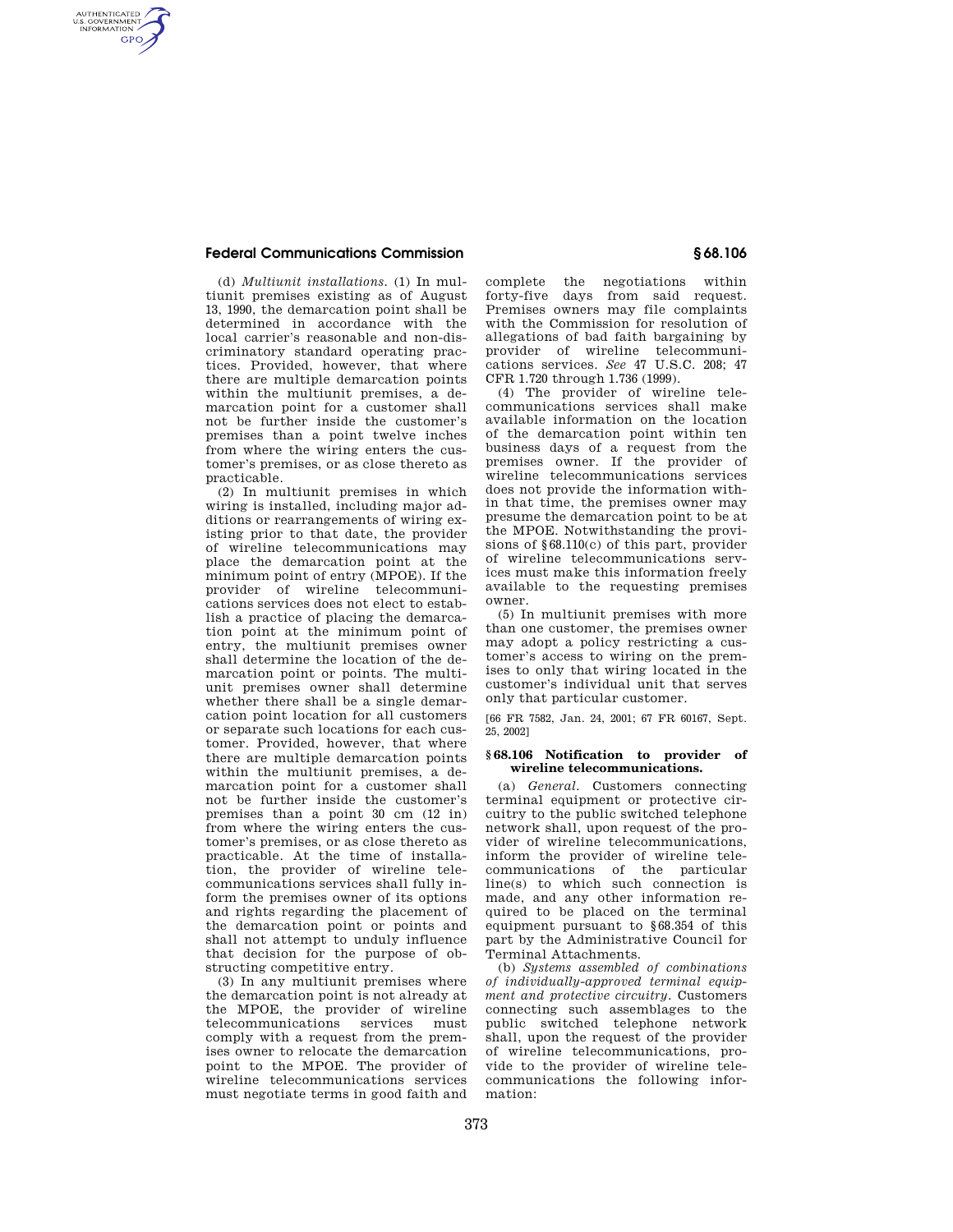(d) *Multiunit installations.* (1) In multiunit premises existing as of August 13, 1990, the demarcation point shall be determined in accordance with the local carrier's reasonable and non-discriminatory standard operating practices. Provided, however, that where there are multiple demarcation points within the multiunit premises, a demarcation point for a customer shall not be further inside the customer's premises than a point twelve inches from where the wiring enters the customer's premises, or as close thereto as practicable.

(2) In multiunit premises in which wiring is installed, including major additions or rearrangements of wiring existing prior to that date, the provider of wireline telecommunications may place the demarcation point at the minimum point of entry (MPOE). If the provider of wireline telecommunications services does not elect to establish a practice of placing the demarcation point at the minimum point of entry, the multiunit premises owner shall determine the location of the demarcation point or points. The multiunit premises owner shall determine whether there shall be a single demarcation point location for all customers or separate such locations for each customer. Provided, however, that where there are multiple demarcation points within the multiunit premises, a demarcation point for a customer shall not be further inside the customer's premises than a point 30 cm (12 in) from where the wiring enters the customer's premises, or as close thereto as practicable. At the time of installation, the provider of wireline telecommunications services shall fully inform the premises owner of its options and rights regarding the placement of the demarcation point or points and shall not attempt to unduly influence that decision for the purpose of obstructing competitive entry.

(3) In any multiunit premises where the demarcation point is not already at the MPOE, the provider of wireline telecommunications services must comply with a request from the premises owner to relocate the demarcation point to the MPOE. The provider of wireline telecommunications services must negotiate terms in good faith and complete the negotiations within forty-five days from said request. Premises owners may file complaints with the Commission for resolution of allegations of bad faith bargaining by provider of wireline telecommunications services. *See* 47 U.S.C. 208; 47 CFR 1.720 through 1.736 (1999).

(4) The provider of wireline telecommunications services shall make available information on the location of the demarcation point within ten business days of a request from the premises owner. If the provider of wireline telecommunications services does not provide the information within that time, the premises owner may presume the demarcation point to be at the MPOE. Notwithstanding the provisions of §68.110(c) of this part, provider of wireline telecommunications services must make this information freely available to the requesting premises owner.

(5) In multiunit premises with more than one customer, the premises owner may adopt a policy restricting a customer's access to wiring on the premises to only that wiring located in the customer's individual unit that serves only that particular customer.

[66 FR 7582, Jan. 24, 2001; 67 FR 60167, Sept. 25, 2002]

## §68.106 Notification to provider of wireline telecommunications.

(a) *General.* Customers connecting terminal equipment or protective circuitry to the public switched telephone network shall, upon request of the provider of wireline telecommunications, inform the provider of wireline telecommunications of the particular line(s) to which such connection is made, and any other information required to be placed on the terminal equipment pursuant to §68.354 of this part by the Administrative Council for Terminal Attachments.

(b) *Systems assembled of combinations of individually-approved terminal equipment and protective circuitry.* Customers connecting such assemblages to the public switched telephone network shall, upon the request of the provider of wireline telecommunications, provide to the provider of wireline telecommunications the following information: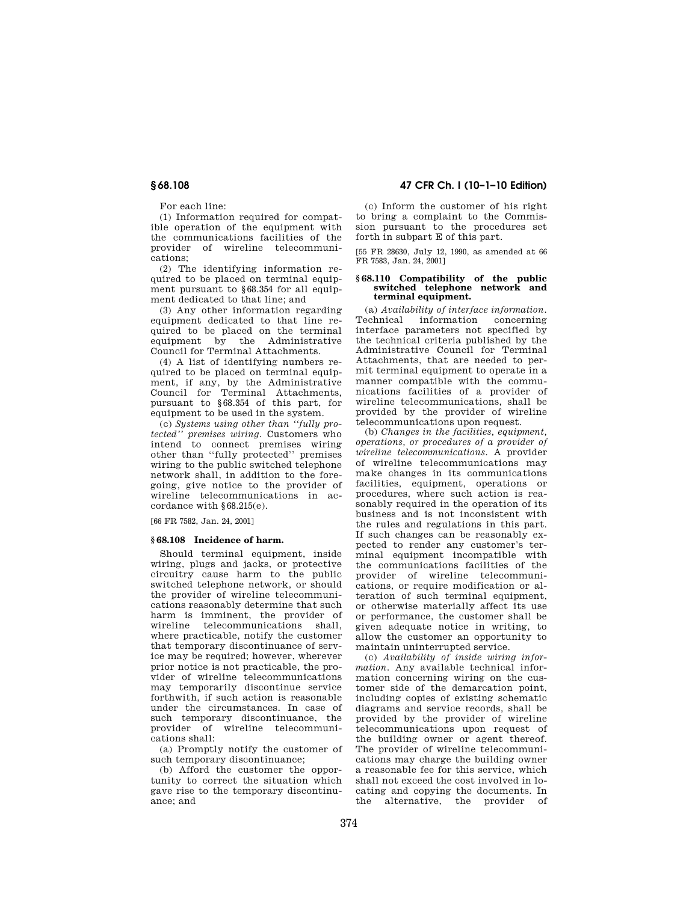For each line:

(1) Information required for compatible operation of the equipment with the communications facilities of the provider of wireline telecommunications;

(2) The identifying information required to be placed on terminal equipment pursuant to §68.354 for all equipment dedicated to that line; and

(3) Any other information regarding equipment dedicated to that line required to be placed on the terminal equipment by the Administrative Council for Terminal Attachments.

(4) A list of identifying numbers required to be placed on terminal equipment, if any, by the Administrative Council for Terminal Attachments, pursuant to §68.354 of this part, for equipment to be used in the system.

(c) *Systems using other than ''fully protected'' premises wiring.* Customers who intend to connect premises wiring other than ''fully protected'' premises wiring to the public switched telephone network shall, in addition to the foregoing, give notice to the provider of wireline telecommunications in accordance with §68.215(e).

[66 FR 7582, Jan. 24, 2001]

### §68.108 Incidence of harm.

Should terminal equipment, inside wiring, plugs and jacks, or protective circuitry cause harm to the public switched telephone network, or should the provider of wireline telecommunications reasonably determine that such harm is imminent, the provider of wireline telecommunications shall, where practicable, notify the customer that temporary discontinuance of service may be required; however, wherever prior notice is not practicable, the provider of wireline telecommunications may temporarily discontinue service forthwith, if such action is reasonable under the circumstances. In case of such temporary discontinuance, the provider of wireline telecommunications shall:

(a) Promptly notify the customer of such temporary discontinuance;

(b) Afford the customer the opportunity to correct the situation which gave rise to the temporary discontinuance; and

(c) Inform the customer of his right to bring a complaint to the Commission pursuant to the procedures set forth in subpart E of this part.

[55 FR 28630, July 12, 1990, as amended at 66 FR 7583, Jan. 24, 2001]

### §68.110 Compatibility of the public switched telephone network and terminal equipment.

(a) *Availability of interface information.* Technical information concerning interface parameters not specified by the technical criteria published by the Administrative Council for Terminal Attachments, that are needed to permit terminal equipment to operate in a manner compatible with the communications facilities of a provider of wireline telecommunications, shall be provided by the provider of wireline telecommunications upon request.

(b) *Changes in the facilities, equipment, operations, or procedures of a provider of wireline telecommunications.* A provider of wireline telecommunications may make changes in its communications facilities, equipment, operations or procedures, where such action is reasonably required in the operation of its business and is not inconsistent with the rules and regulations in this part. If such changes can be reasonably expected to render any customer's terminal equipment incompatible with the communications facilities of the provider of wireline telecommunications, or require modification or alteration of such terminal equipment, or otherwise materially affect its use or performance, the customer shall be given adequate notice in writing, to allow the customer an opportunity to maintain uninterrupted service.

(c) *Availability of inside wiring information.* Any available technical information concerning wiring on the customer side of the demarcation point, including copies of existing schematic diagrams and service records, shall be provided by the provider of wireline telecommunications upon request of the building owner or agent thereof. The provider of wireline telecommunications may charge the building owner a reasonable fee for this service, which shall not exceed the cost involved in locating and copying the documents. In the alternative, the provider of